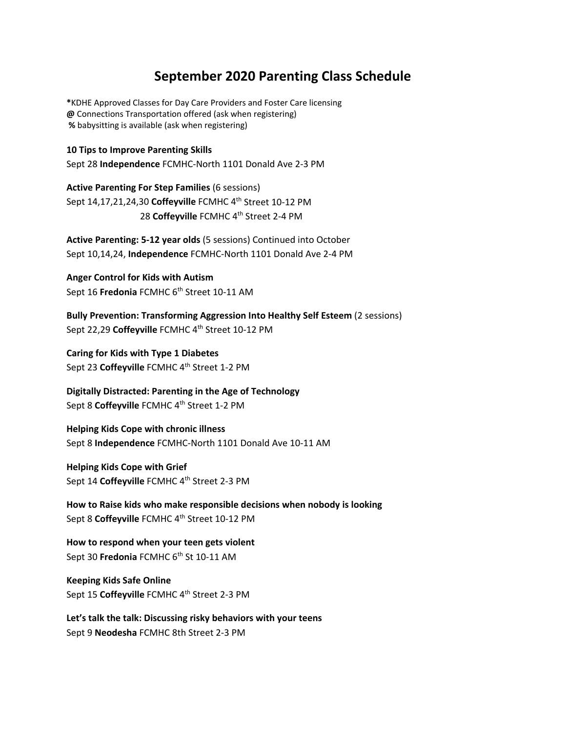# September 2020 Parenting Class Schedule

***KDHE Approved Classes for Day Care Providers and Foster Care licensing
**@** Connections Transportation offered (ask when registering)
**%** babysitting is available (ask when registering)

**10 Tips to Improve Parenting Skills**
Sept 28 **Independence** FCMHC-North 1101 Donald Ave 2-3 PM

**Active Parenting For Step Families** (6 sessions)
Sept 14,17,21,24,30 **Coffeyville** FCMHC 4th Street 10-12 PM
28 **Coffeyville** FCMHC 4th Street 2-4 PM

**Active Parenting: 5-12 year olds** (5 sessions) Continued into October
Sept 10,14,24, **Independence** FCMHC-North 1101 Donald Ave 2-4 PM

**Anger Control for Kids with Autism**
Sept 16 **Fredonia** FCMHC 6th Street 10-11 AM

**Bully Prevention: Transforming Aggression Into Healthy Self Esteem** (2 sessions)
Sept 22,29 **Coffeyville** FCMHC 4th Street 10-12 PM

**Caring for Kids with Type 1 Diabetes**
Sept 23 **Coffeyville** FCMHC 4th Street 1-2 PM

**Digitally Distracted: Parenting in the Age of Technology**
Sept 8 **Coffeyville** FCMHC 4th Street 1-2 PM

**Helping Kids Cope with chronic illness**
Sept 8 **Independence** FCMHC-North 1101 Donald Ave 10-11 AM

**Helping Kids Cope with Grief**
Sept 14 **Coffeyville** FCMHC 4th Street 2-3 PM

**How to Raise kids who make responsible decisions when nobody is looking**
Sept 8 **Coffeyville** FCMHC 4th Street 10-12 PM

**How to respond when your teen gets violent**
Sept 30 **Fredonia** FCMHC 6th St 10-11 AM

**Keeping Kids Safe Online**
Sept 15 **Coffeyville** FCMHC 4th Street 2-3 PM

**Let's talk the talk: Discussing risky behaviors with your teens**
Sept 9 **Neodesha** FCMHC 8th Street 2-3 PM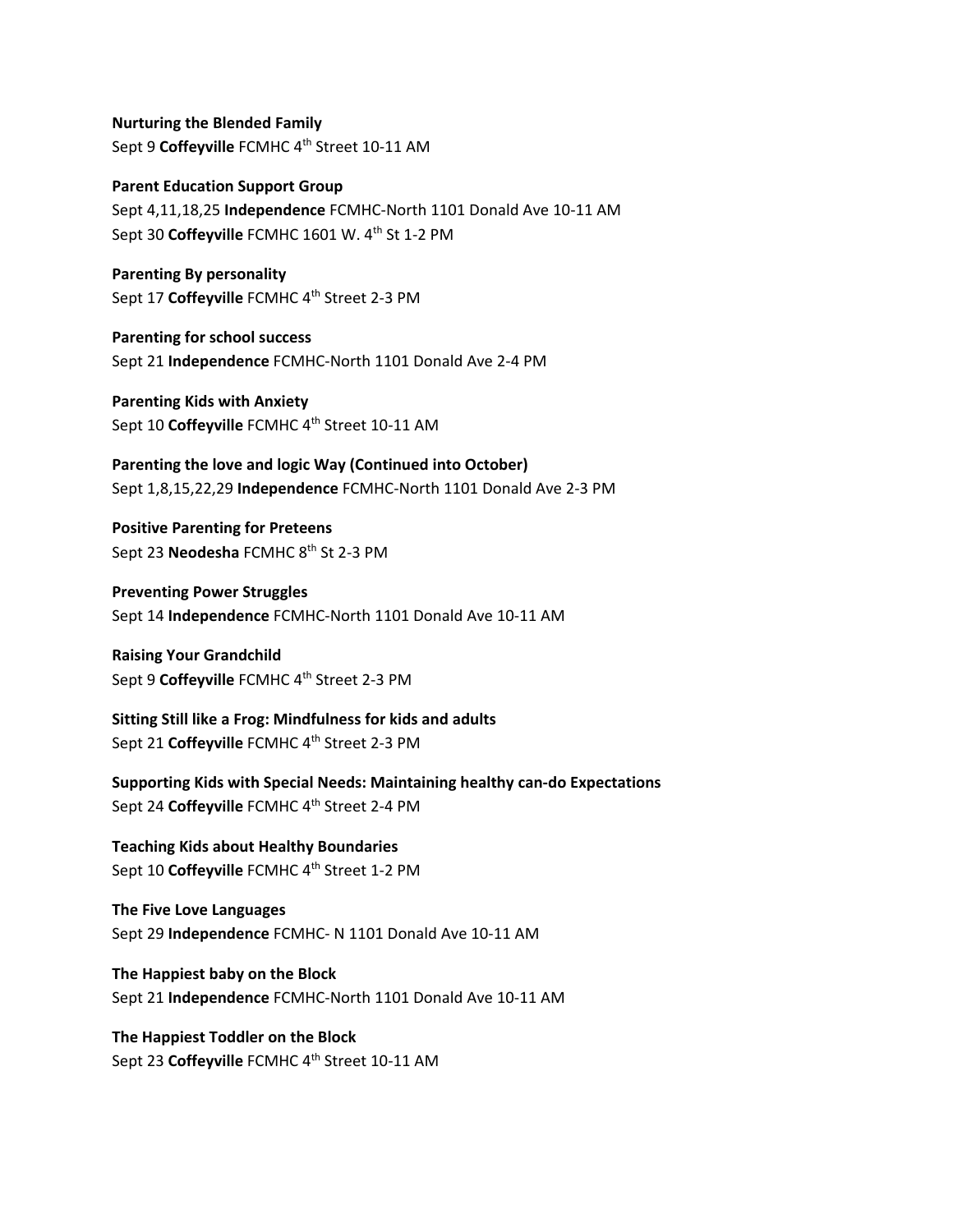**Nurturing the Blended Family**
Sept 9 **Coffeyville** FCMHC 4th Street 10-11 AM

**Parent Education Support Group**
Sept 4,11,18,25 **Independence** FCMHC-North 1101 Donald Ave 10-11 AM
Sept 30 **Coffeyville** FCMHC 1601 W. 4th St 1-2 PM

**Parenting By personality**
Sept 17 **Coffeyville** FCMHC 4th Street 2-3 PM

**Parenting for school success**
Sept 21 **Independence** FCMHC-North 1101 Donald Ave 2-4 PM

**Parenting Kids with Anxiety**
Sept 10 **Coffeyville** FCMHC 4th Street 10-11 AM

**Parenting the love and logic Way (Continued into October)**
Sept 1,8,15,22,29 **Independence** FCMHC-North 1101 Donald Ave 2-3 PM

**Positive Parenting for Preteens**
Sept 23 **Neodesha** FCMHC 8th St 2-3 PM

**Preventing Power Struggles**
Sept 14 **Independence** FCMHC-North 1101 Donald Ave 10-11 AM

**Raising Your Grandchild**
Sept 9 **Coffeyville** FCMHC 4th Street 2-3 PM

**Sitting Still like a Frog: Mindfulness for kids and adults**
Sept 21 **Coffeyville** FCMHC 4th Street 2-3 PM

**Supporting Kids with Special Needs: Maintaining healthy can-do Expectations**
Sept 24 **Coffeyville** FCMHC 4th Street 2-4 PM

**Teaching Kids about Healthy Boundaries**
Sept 10 **Coffeyville** FCMHC 4th Street 1-2 PM

**The Five Love Languages**
Sept 29 **Independence** FCMHC- N 1101 Donald Ave 10-11 AM

**The Happiest baby on the Block**
Sept 21 **Independence** FCMHC-North 1101 Donald Ave 10-11 AM

**The Happiest Toddler on the Block**
Sept 23 **Coffeyville** FCMHC 4th Street 10-11 AM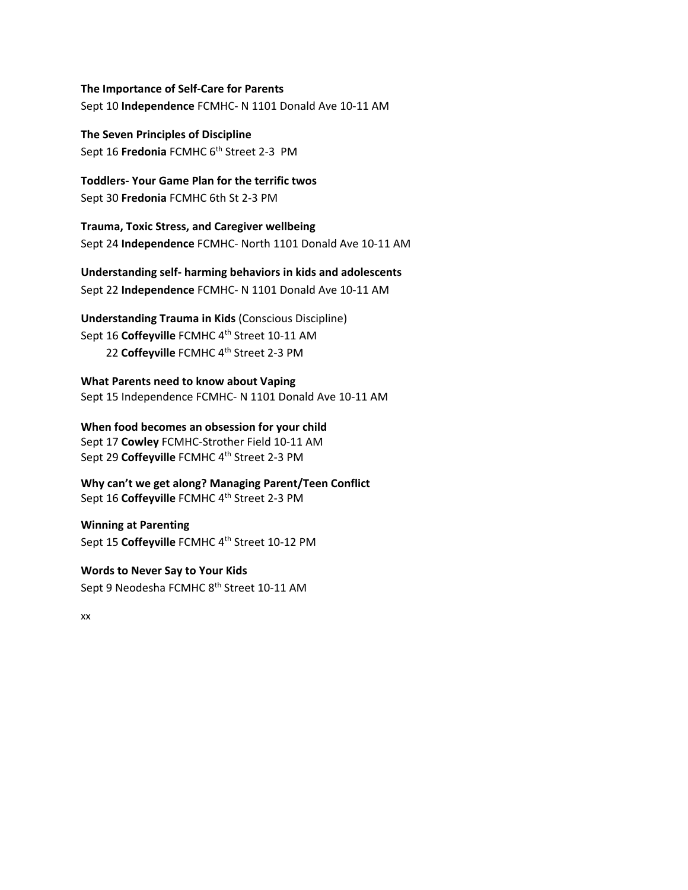**The Importance of Self-Care for Parents**
Sept 10 **Independence** FCMHC- N 1101 Donald Ave 10-11 AM

**The Seven Principles of Discipline**
Sept 16 **Fredonia** FCMHC 6th Street 2-3 PM

**Toddlers- Your Game Plan for the terrific twos**
Sept 30 **Fredonia** FCMHC 6th St 2-3 PM

**Trauma, Toxic Stress, and Caregiver wellbeing**
Sept 24 **Independence** FCMHC- North 1101 Donald Ave 10-11 AM

**Understanding self- harming behaviors in kids and adolescents**
Sept 22 **Independence** FCMHC- N 1101 Donald Ave 10-11 AM

**Understanding Trauma in Kids** (Conscious Discipline)
Sept 16 **Coffeyville** FCMHC 4th Street 10-11 AM
22 **Coffeyville** FCMHC 4th Street 2-3 PM

**What Parents need to know about Vaping**
Sept 15 Independence FCMHC- N 1101 Donald Ave 10-11 AM

**When food becomes an obsession for your child**
Sept 17 **Cowley** FCMHC-Strother Field 10-11 AM
Sept 29 **Coffeyville** FCMHC 4th Street 2-3 PM

**Why can't we get along? Managing Parent/Teen Conflict**
Sept 16 **Coffeyville** FCMHC 4th Street 2-3 PM

**Winning at Parenting**
Sept 15 **Coffeyville** FCMHC 4th Street 10-12 PM

**Words to Never Say to Your Kids**
Sept 9 Neodesha FCMHC 8th Street 10-11 AM

xx